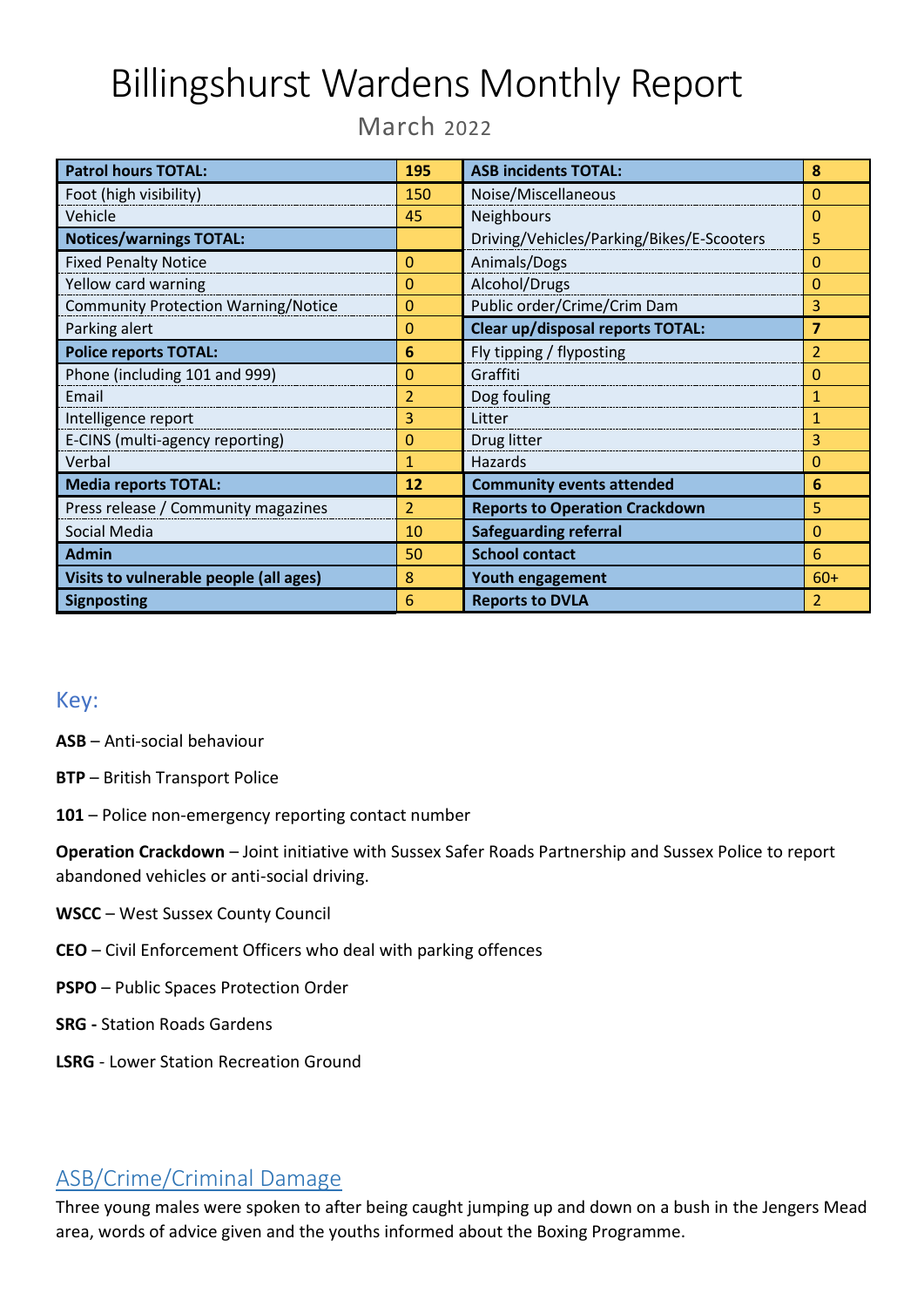# Billingshurst Wardens Monthly Report

March 2022

| **Patrol hours TOTAL:** | **195** | **ASB incidents TOTAL:** | **8** |
|---|---|---|---|
| Foot (high visibility) | 150 | Noise/Miscellaneous | 0 |
| Vehicle | 45 | Neighbours | 0 |
| **Notices/warnings TOTAL:** | | Driving/Vehicles/Parking/Bikes/E-Scooters | 5 |
| Fixed Penalty Notice | 0 | Animals/Dogs | 0 |
| Yellow card warning | 0 | Alcohol/Drugs | 0 |
| Community Protection Warning/Notice | 0 | Public order/Crime/Crim Dam | 3 |
| Parking alert | 0 | **Clear up/disposal reports TOTAL:** | **7** |
| **Police reports TOTAL:** | **6** | Fly tipping / flyposting | 2 |
| Phone (including 101 and 999) | 0 | Graffiti | 0 |
| Email | 2 | Dog fouling | 1 |
| Intelligence report | 3 | Litter | 1 |
| E-CINS (multi-agency reporting) | 0 | Drug litter | 3 |
| Verbal | 1 | Hazards | 0 |
| **Media reports TOTAL:** | **12** | **Community events attended** | **6** |
| Press release / Community magazines | 2 | **Reports to Operation Crackdown** | 5 |
| Social Media | 10 | **Safeguarding referral** | 0 |
| **Admin** | 50 | **School contact** | 6 |
| **Visits to vulnerable people (all ages)** | 8 | **Youth engagement** | 60+ |
| **Signposting** | 6 | **Reports to DVLA** | 2 |

## Key:

**ASB** – Anti-social behaviour

**BTP** – British Transport Police

**101** – Police non-emergency reporting contact number

**Operation Crackdown** – Joint initiative with Sussex Safer Roads Partnership and Sussex Police to report abandoned vehicles or anti-social driving.

**WSCC** – West Sussex County Council

**CEO** – Civil Enforcement Officers who deal with parking offences

**PSPO** – Public Spaces Protection Order

**SRG -** Station Roads Gardens

**LSRG** - Lower Station Recreation Ground

## ASB/Crime/Criminal Damage

Three young males were spoken to after being caught jumping up and down on a bush in the Jengers Mead area, words of advice given and the youths informed about the Boxing Programme.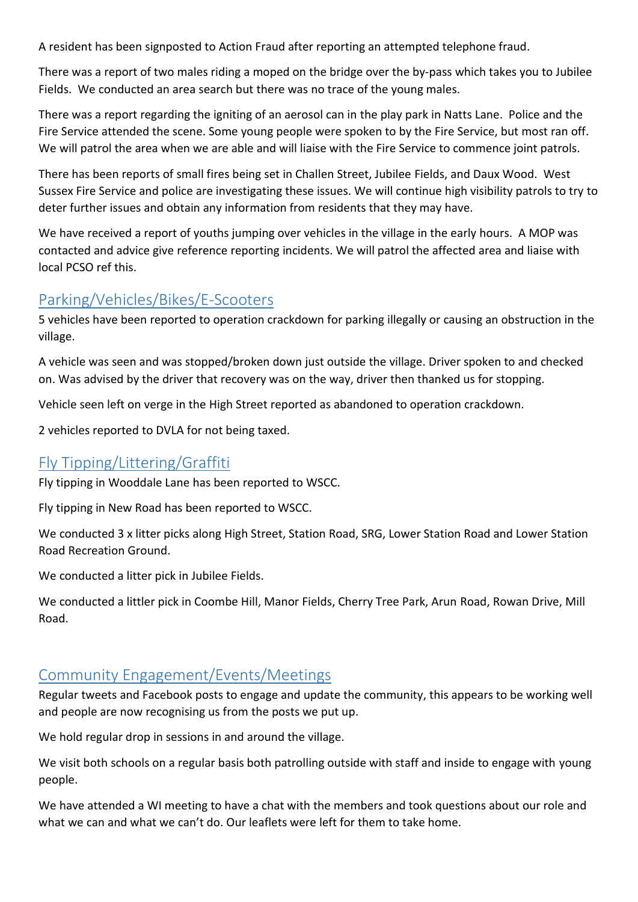A resident has been signposted to Action Fraud after reporting an attempted telephone fraud.

There was a report of two males riding a moped on the bridge over the by-pass which takes you to Jubilee Fields. We conducted an area search but there was no trace of the young males.

There was a report regarding the igniting of an aerosol can in the play park in Natts Lane. Police and the Fire Service attended the scene. Some young people were spoken to by the Fire Service, but most ran off. We will patrol the area when we are able and will liaise with the Fire Service to commence joint patrols.

There has been reports of small fires being set in Challen Street, Jubilee Fields, and Daux Wood. West Sussex Fire Service and police are investigating these issues. We will continue high visibility patrols to try to deter further issues and obtain any information from residents that they may have.

We have received a report of youths jumping over vehicles in the village in the early hours. A MOP was contacted and advice give reference reporting incidents. We will patrol the affected area and liaise with local PCSO ref this.

## Parking/Vehicles/Bikes/E-Scooters

5 vehicles have been reported to operation crackdown for parking illegally or causing an obstruction in the village.

A vehicle was seen and was stopped/broken down just outside the village. Driver spoken to and checked on. Was advised by the driver that recovery was on the way, driver then thanked us for stopping.

Vehicle seen left on verge in the High Street reported as abandoned to operation crackdown.

2 vehicles reported to DVLA for not being taxed.

## Fly Tipping/Littering/Graffiti

Fly tipping in Wooddale Lane has been reported to WSCC.

Fly tipping in New Road has been reported to WSCC.

We conducted 3 x litter picks along High Street, Station Road, SRG, Lower Station Road and Lower Station Road Recreation Ground.

We conducted a litter pick in Jubilee Fields.

We conducted a littler pick in Coombe Hill, Manor Fields, Cherry Tree Park, Arun Road, Rowan Drive, Mill Road.

## Community Engagement/Events/Meetings

Regular tweets and Facebook posts to engage and update the community, this appears to be working well and people are now recognising us from the posts we put up.

We hold regular drop in sessions in and around the village.

We visit both schools on a regular basis both patrolling outside with staff and inside to engage with young people.

We have attended a WI meeting to have a chat with the members and took questions about our role and what we can and what we can't do. Our leaflets were left for them to take home.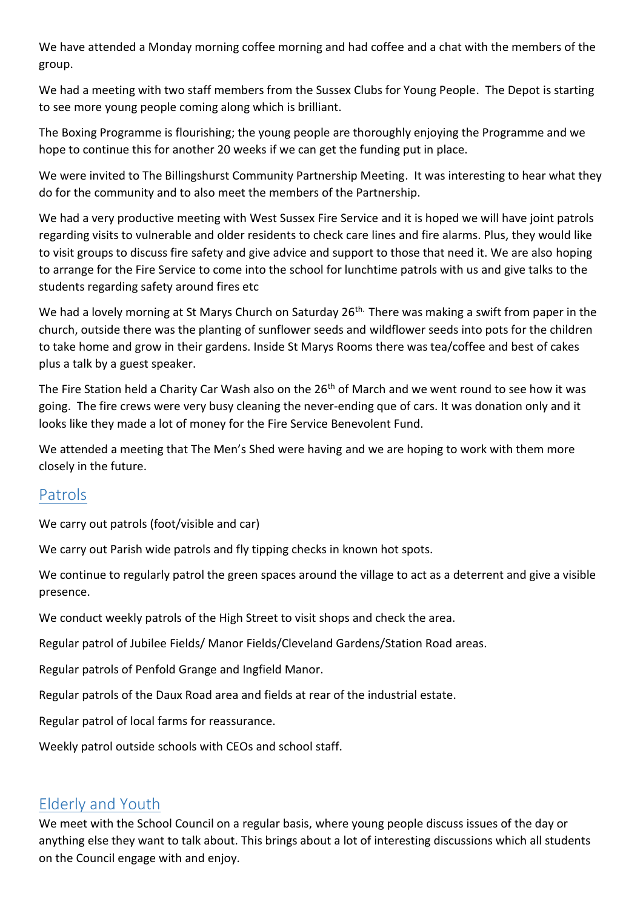We have attended a Monday morning coffee morning and had coffee and a chat with the members of the group.

We had a meeting with two staff members from the Sussex Clubs for Young People. The Depot is starting to see more young people coming along which is brilliant.

The Boxing Programme is flourishing; the young people are thoroughly enjoying the Programme and we hope to continue this for another 20 weeks if we can get the funding put in place.

We were invited to The Billingshurst Community Partnership Meeting. It was interesting to hear what they do for the community and to also meet the members of the Partnership.

We had a very productive meeting with West Sussex Fire Service and it is hoped we will have joint patrols regarding visits to vulnerable and older residents to check care lines and fire alarms. Plus, they would like to visit groups to discuss fire safety and give advice and support to those that need it. We are also hoping to arrange for the Fire Service to come into the school for lunchtime patrols with us and give talks to the students regarding safety around fires etc

We had a lovely morning at St Marys Church on Saturday 26th. There was making a swift from paper in the church, outside there was the planting of sunflower seeds and wildflower seeds into pots for the children to take home and grow in their gardens. Inside St Marys Rooms there was tea/coffee and best of cakes plus a talk by a guest speaker.

The Fire Station held a Charity Car Wash also on the 26th of March and we went round to see how it was going. The fire crews were very busy cleaning the never-ending que of cars. It was donation only and it looks like they made a lot of money for the Fire Service Benevolent Fund.

We attended a meeting that The Men's Shed were having and we are hoping to work with them more closely in the future.

## Patrols

We carry out patrols (foot/visible and car)

We carry out Parish wide patrols and fly tipping checks in known hot spots.

We continue to regularly patrol the green spaces around the village to act as a deterrent and give a visible presence.

We conduct weekly patrols of the High Street to visit shops and check the area.

Regular patrol of Jubilee Fields/ Manor Fields/Cleveland Gardens/Station Road areas.

Regular patrols of Penfold Grange and Ingfield Manor.

Regular patrols of the Daux Road area and fields at rear of the industrial estate.

Regular patrol of local farms for reassurance.

Weekly patrol outside schools with CEOs and school staff.

## Elderly and Youth

We meet with the School Council on a regular basis, where young people discuss issues of the day or anything else they want to talk about. This brings about a lot of interesting discussions which all students on the Council engage with and enjoy.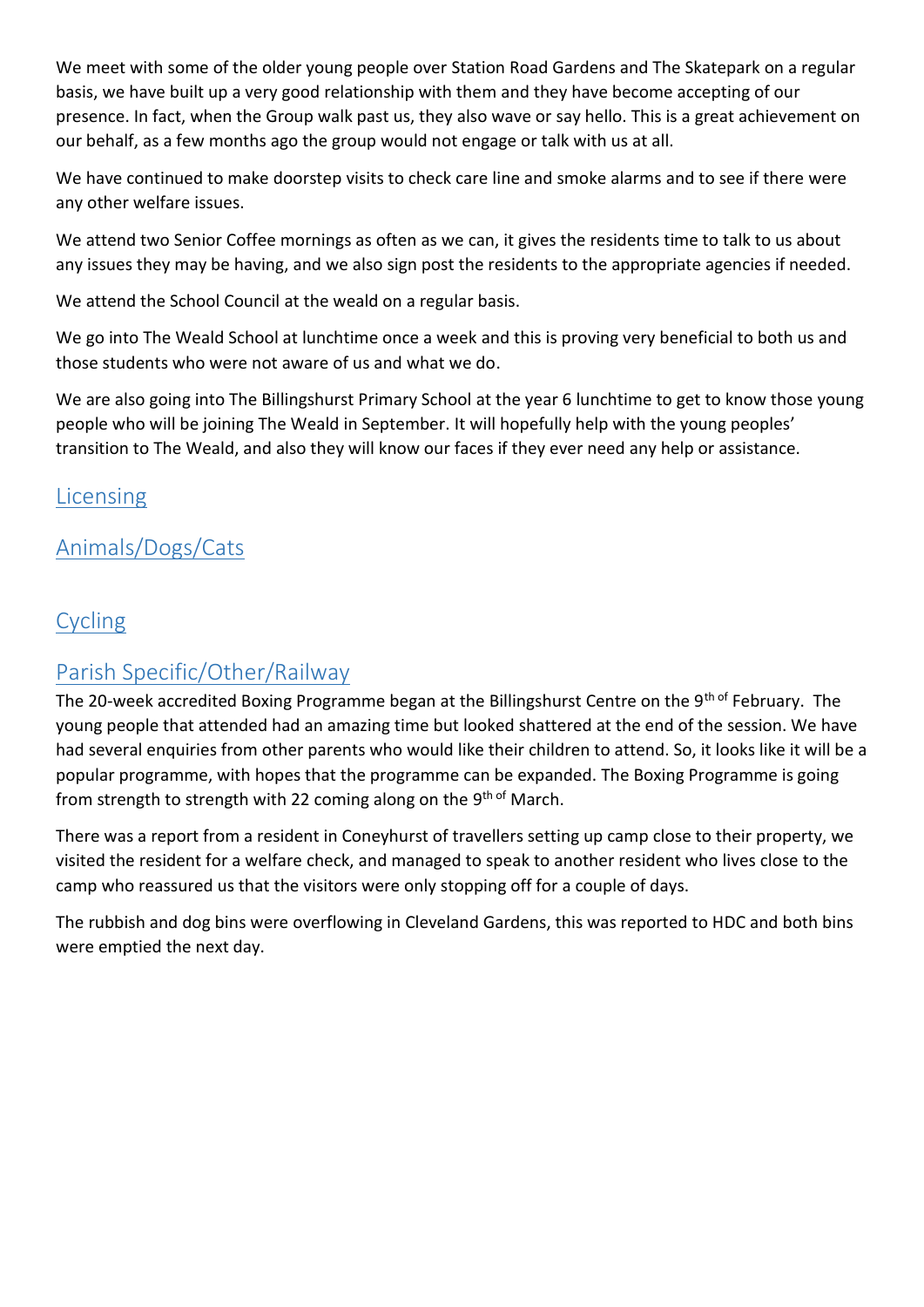We meet with some of the older young people over Station Road Gardens and The Skatepark on a regular basis, we have built up a very good relationship with them and they have become accepting of our presence. In fact, when the Group walk past us, they also wave or say hello. This is a great achievement on our behalf, as a few months ago the group would not engage or talk with us at all.

We have continued to make doorstep visits to check care line and smoke alarms and to see if there were any other welfare issues.

We attend two Senior Coffee mornings as often as we can, it gives the residents time to talk to us about any issues they may be having, and we also sign post the residents to the appropriate agencies if needed.

We attend the School Council at the weald on a regular basis.

We go into The Weald School at lunchtime once a week and this is proving very beneficial to both us and those students who were not aware of us and what we do.

We are also going into The Billingshurst Primary School at the year 6 lunchtime to get to know those young people who will be joining The Weald in September. It will hopefully help with the young peoples' transition to The Weald, and also they will know our faces if they ever need any help or assistance.

## Licensing

## Animals/Dogs/Cats

## Cycling

## Parish Specific/Other/Railway

The 20-week accredited Boxing Programme began at the Billingshurst Centre on the 9th of February. The young people that attended had an amazing time but looked shattered at the end of the session. We have had several enquiries from other parents who would like their children to attend. So, it looks like it will be a popular programme, with hopes that the programme can be expanded. The Boxing Programme is going from strength to strength with 22 coming along on the 9th of March.

There was a report from a resident in Coneyhurst of travellers setting up camp close to their property, we visited the resident for a welfare check, and managed to speak to another resident who lives close to the camp who reassured us that the visitors were only stopping off for a couple of days.

The rubbish and dog bins were overflowing in Cleveland Gardens, this was reported to HDC and both bins were emptied the next day.